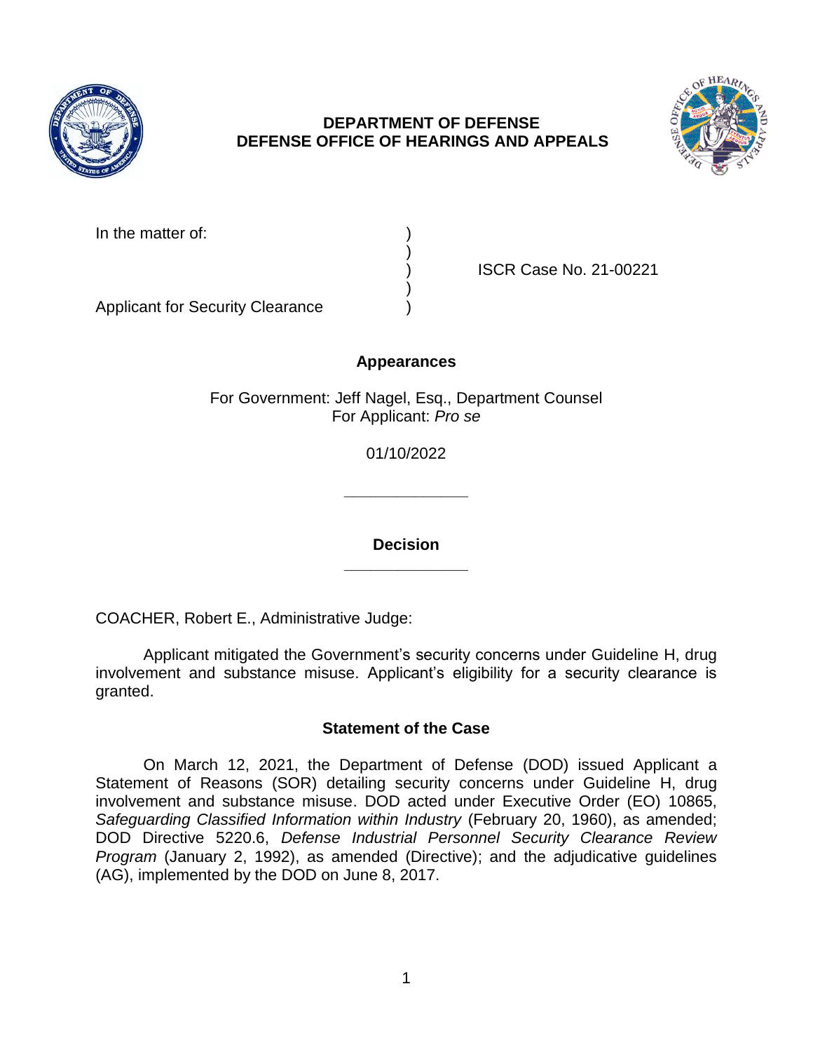**DEPARTMENT OF DEFENSE**
**DEFENSE OFFICE OF HEARINGS AND APPEALS**

| | | |
|---|---|---|
| In the matter of: | ) | |
| | ) | |
| | ) | ISCR Case No. 21-00221 |
| | ) | |
| Applicant for Security Clearance | ) | |

## Appearances

For Government: Jeff Nagel, Esq., Department Counsel
For Applicant: *Pro se*

01/10/2022

______________

## Decision

______________

COACHER, Robert E., Administrative Judge:

Applicant mitigated the Government's security concerns under Guideline H, drug involvement and substance misuse. Applicant's eligibility for a security clearance is granted.

## Statement of the Case

On March 12, 2021, the Department of Defense (DOD) issued Applicant a Statement of Reasons (SOR) detailing security concerns under Guideline H, drug involvement and substance misuse. DOD acted under Executive Order (EO) 10865, *Safeguarding Classified Information within Industry* (February 20, 1960), as amended; DOD Directive 5220.6, *Defense Industrial Personnel Security Clearance Review Program* (January 2, 1992), as amended (Directive); and the adjudicative guidelines (AG), implemented by the DOD on June 8, 2017.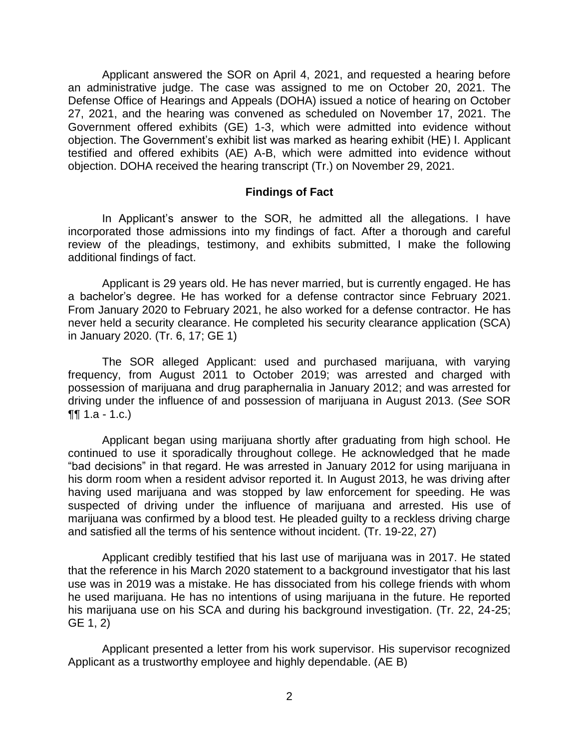Applicant answered the SOR on April 4, 2021, and requested a hearing before an administrative judge. The case was assigned to me on October 20, 2021. The Defense Office of Hearings and Appeals (DOHA) issued a notice of hearing on October 27, 2021, and the hearing was convened as scheduled on November 17, 2021. The Government offered exhibits (GE) 1-3, which were admitted into evidence without objection. The Government's exhibit list was marked as hearing exhibit (HE) I. Applicant testified and offered exhibits (AE) A-B, which were admitted into evidence without objection. DOHA received the hearing transcript (Tr.) on November 29, 2021.

## Findings of Fact

In Applicant's answer to the SOR, he admitted all the allegations. I have incorporated those admissions into my findings of fact. After a thorough and careful review of the pleadings, testimony, and exhibits submitted, I make the following additional findings of fact.

Applicant is 29 years old. He has never married, but is currently engaged. He has a bachelor's degree. He has worked for a defense contractor since February 2021. From January 2020 to February 2021, he also worked for a defense contractor. He has never held a security clearance. He completed his security clearance application (SCA) in January 2020. (Tr. 6, 17; GE 1)

The SOR alleged Applicant: used and purchased marijuana, with varying frequency, from August 2011 to October 2019; was arrested and charged with possession of marijuana and drug paraphernalia in January 2012; and was arrested for driving under the influence of and possession of marijuana in August 2013. (*See* SOR ¶¶ 1.a - 1.c.)

Applicant began using marijuana shortly after graduating from high school. He continued to use it sporadically throughout college. He acknowledged that he made "bad decisions" in that regard. He was arrested in January 2012 for using marijuana in his dorm room when a resident advisor reported it. In August 2013, he was driving after having used marijuana and was stopped by law enforcement for speeding. He was suspected of driving under the influence of marijuana and arrested. His use of marijuana was confirmed by a blood test. He pleaded guilty to a reckless driving charge and satisfied all the terms of his sentence without incident. (Tr. 19-22, 27)

Applicant credibly testified that his last use of marijuana was in 2017. He stated that the reference in his March 2020 statement to a background investigator that his last use was in 2019 was a mistake. He has dissociated from his college friends with whom he used marijuana. He has no intentions of using marijuana in the future. He reported his marijuana use on his SCA and during his background investigation. (Tr. 22, 24-25; GE 1, 2)

Applicant presented a letter from his work supervisor. His supervisor recognized Applicant as a trustworthy employee and highly dependable. (AE B)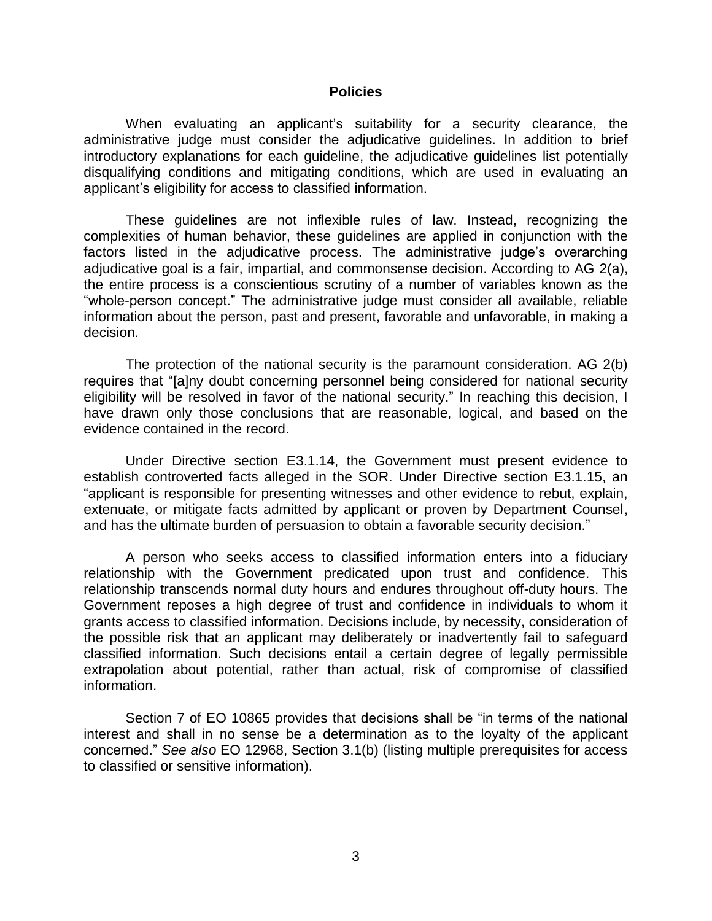## Policies

When evaluating an applicant's suitability for a security clearance, the administrative judge must consider the adjudicative guidelines. In addition to brief introductory explanations for each guideline, the adjudicative guidelines list potentially disqualifying conditions and mitigating conditions, which are used in evaluating an applicant's eligibility for access to classified information.

These guidelines are not inflexible rules of law. Instead, recognizing the complexities of human behavior, these guidelines are applied in conjunction with the factors listed in the adjudicative process. The administrative judge's overarching adjudicative goal is a fair, impartial, and commonsense decision. According to AG 2(a), the entire process is a conscientious scrutiny of a number of variables known as the "whole-person concept." The administrative judge must consider all available, reliable information about the person, past and present, favorable and unfavorable, in making a decision.

The protection of the national security is the paramount consideration. AG 2(b) requires that "[a]ny doubt concerning personnel being considered for national security eligibility will be resolved in favor of the national security." In reaching this decision, I have drawn only those conclusions that are reasonable, logical, and based on the evidence contained in the record.

Under Directive section E3.1.14, the Government must present evidence to establish controverted facts alleged in the SOR. Under Directive section E3.1.15, an "applicant is responsible for presenting witnesses and other evidence to rebut, explain, extenuate, or mitigate facts admitted by applicant or proven by Department Counsel, and has the ultimate burden of persuasion to obtain a favorable security decision."

A person who seeks access to classified information enters into a fiduciary relationship with the Government predicated upon trust and confidence. This relationship transcends normal duty hours and endures throughout off-duty hours. The Government reposes a high degree of trust and confidence in individuals to whom it grants access to classified information. Decisions include, by necessity, consideration of the possible risk that an applicant may deliberately or inadvertently fail to safeguard classified information. Such decisions entail a certain degree of legally permissible extrapolation about potential, rather than actual, risk of compromise of classified information.

Section 7 of EO 10865 provides that decisions shall be "in terms of the national interest and shall in no sense be a determination as to the loyalty of the applicant concerned." *See also* EO 12968, Section 3.1(b) (listing multiple prerequisites for access to classified or sensitive information).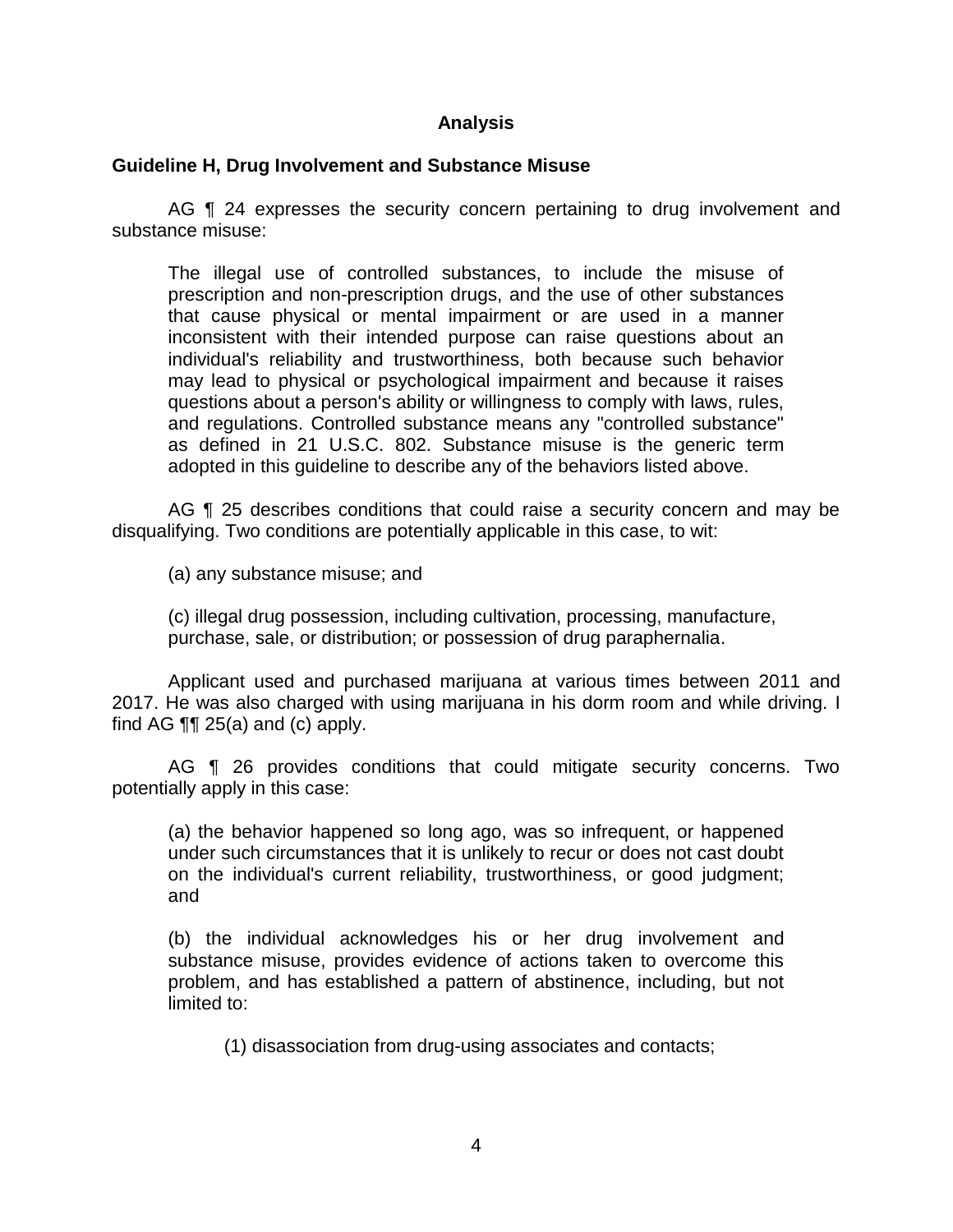## Analysis

### Guideline H, Drug Involvement and Substance Misuse

AG ¶ 24 expresses the security concern pertaining to drug involvement and substance misuse:

> The illegal use of controlled substances, to include the misuse of prescription and non-prescription drugs, and the use of other substances that cause physical or mental impairment or are used in a manner inconsistent with their intended purpose can raise questions about an individual's reliability and trustworthiness, both because such behavior may lead to physical or psychological impairment and because it raises questions about a person's ability or willingness to comply with laws, rules, and regulations. Controlled substance means any "controlled substance" as defined in 21 U.S.C. 802. Substance misuse is the generic term adopted in this guideline to describe any of the behaviors listed above.

AG ¶ 25 describes conditions that could raise a security concern and may be disqualifying. Two conditions are potentially applicable in this case, to wit:

> (a) any substance misuse; and
>
> (c) illegal drug possession, including cultivation, processing, manufacture, purchase, sale, or distribution; or possession of drug paraphernalia.

Applicant used and purchased marijuana at various times between 2011 and 2017. He was also charged with using marijuana in his dorm room and while driving. I find AG ¶¶ 25(a) and (c) apply.

AG ¶ 26 provides conditions that could mitigate security concerns. Two potentially apply in this case:

> (a) the behavior happened so long ago, was so infrequent, or happened under such circumstances that it is unlikely to recur or does not cast doubt on the individual's current reliability, trustworthiness, or good judgment; and
>
> (b) the individual acknowledges his or her drug involvement and substance misuse, provides evidence of actions taken to overcome this problem, and has established a pattern of abstinence, including, but not limited to:
>
> > (1) disassociation from drug-using associates and contacts;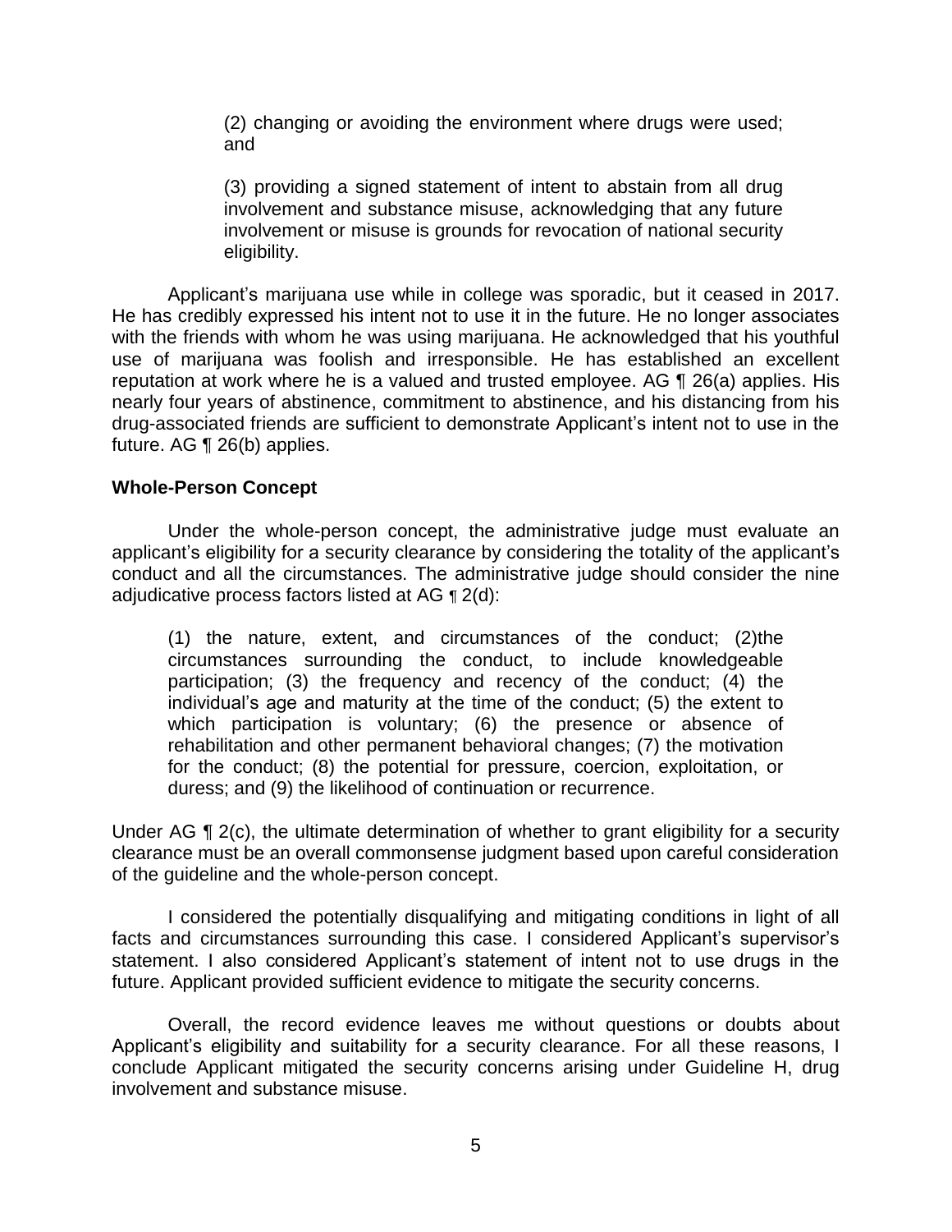> (2) changing or avoiding the environment where drugs were used; and
>
> (3) providing a signed statement of intent to abstain from all drug involvement and substance misuse, acknowledging that any future involvement or misuse is grounds for revocation of national security eligibility.

Applicant's marijuana use while in college was sporadic, but it ceased in 2017. He has credibly expressed his intent not to use it in the future. He no longer associates with the friends with whom he was using marijuana. He acknowledged that his youthful use of marijuana was foolish and irresponsible. He has established an excellent reputation at work where he is a valued and trusted employee. AG ¶ 26(a) applies. His nearly four years of abstinence, commitment to abstinence, and his distancing from his drug-associated friends are sufficient to demonstrate Applicant's intent not to use in the future. AG ¶ 26(b) applies.

**Whole-Person Concept**

Under the whole-person concept, the administrative judge must evaluate an applicant's eligibility for a security clearance by considering the totality of the applicant's conduct and all the circumstances. The administrative judge should consider the nine adjudicative process factors listed at AG ¶ 2(d):

> (1) the nature, extent, and circumstances of the conduct; (2)the circumstances surrounding the conduct, to include knowledgeable participation; (3) the frequency and recency of the conduct; (4) the individual's age and maturity at the time of the conduct; (5) the extent to which participation is voluntary; (6) the presence or absence of rehabilitation and other permanent behavioral changes; (7) the motivation for the conduct; (8) the potential for pressure, coercion, exploitation, or duress; and (9) the likelihood of continuation or recurrence.

Under AG ¶ 2(c), the ultimate determination of whether to grant eligibility for a security clearance must be an overall commonsense judgment based upon careful consideration of the guideline and the whole-person concept.

I considered the potentially disqualifying and mitigating conditions in light of all facts and circumstances surrounding this case. I considered Applicant's supervisor's statement. I also considered Applicant's statement of intent not to use drugs in the future. Applicant provided sufficient evidence to mitigate the security concerns.

Overall, the record evidence leaves me without questions or doubts about Applicant's eligibility and suitability for a security clearance. For all these reasons, I conclude Applicant mitigated the security concerns arising under Guideline H, drug involvement and substance misuse.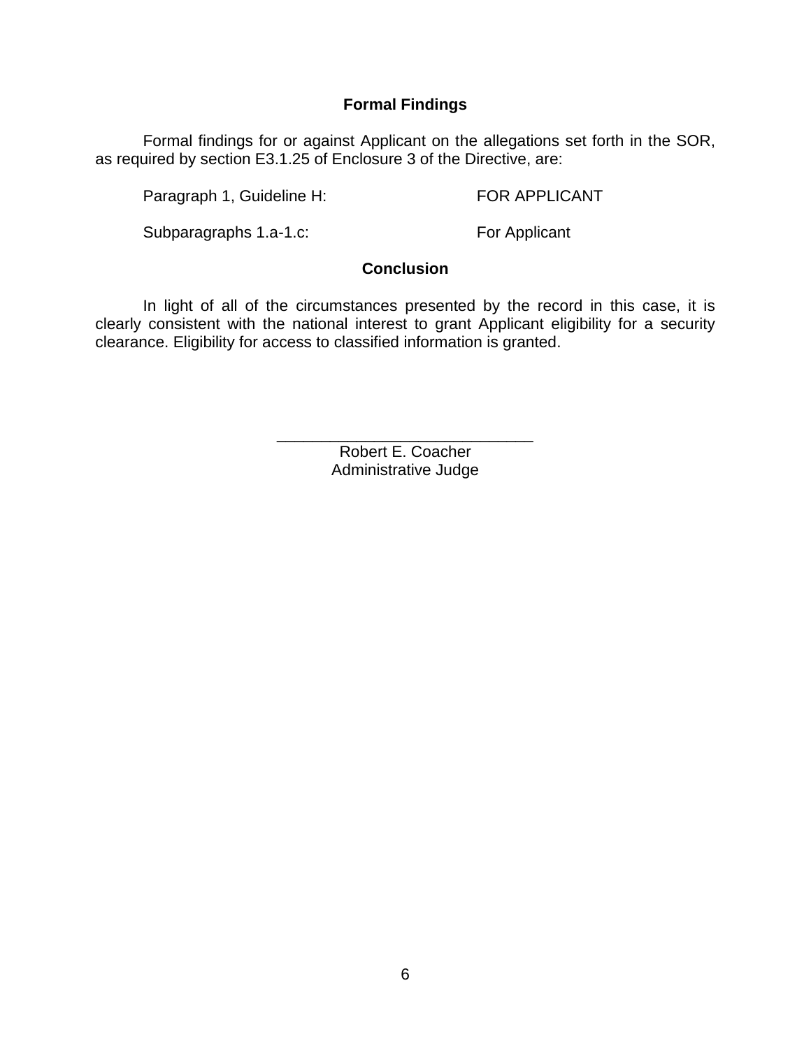## Formal Findings

Formal findings for or against Applicant on the allegations set forth in the SOR, as required by section E3.1.25 of Enclosure 3 of the Directive, are:

| | |
|---|---|
| Paragraph 1, Guideline H: | FOR APPLICANT |
| Subparagraphs 1.a-1.c: | For Applicant |

## Conclusion

In light of all of the circumstances presented by the record in this case, it is clearly consistent with the national interest to grant Applicant eligibility for a security clearance. Eligibility for access to classified information is granted.

\_\_\_\_\_\_\_\_\_\_\_\_\_\_\_\_\_\_\_\_\_\_\_\_\_\_\_\_\_\_

Robert E. Coacher
Administrative Judge